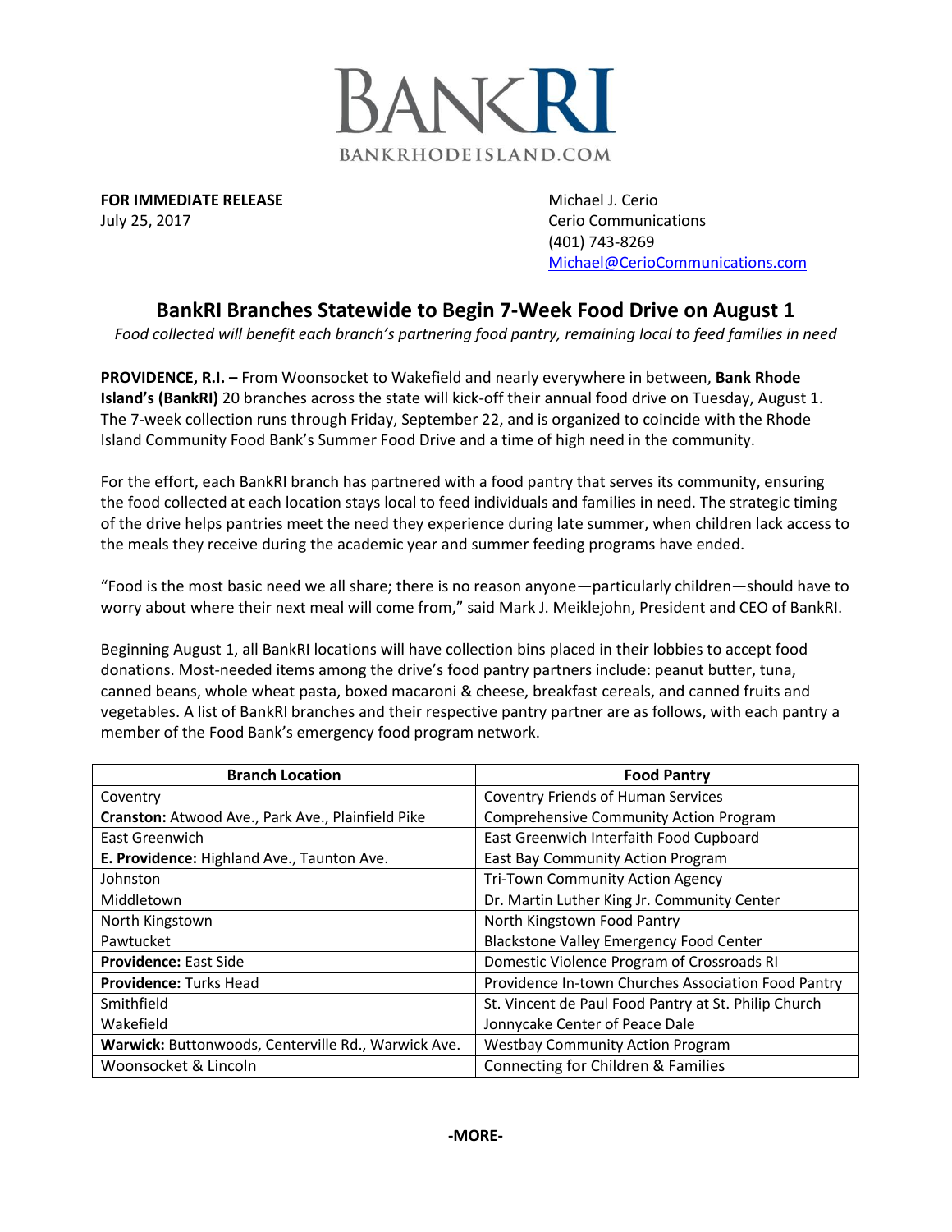BANKRI

BANKRHODEISLAND.COM

**FOR IMMEDIATE RELEASE**
July 25, 2017

Michael J. Cerio
Cerio Communications
(401) 743-8269
Michael@CerioCommunications.com

## BankRI Branches Statewide to Begin 7-Week Food Drive on August 1

*Food collected will benefit each branch's partnering food pantry, remaining local to feed families in need*

**PROVIDENCE, R.I. –** From Woonsocket to Wakefield and nearly everywhere in between, **Bank Rhode Island's (BankRI)** 20 branches across the state will kick-off their annual food drive on Tuesday, August 1. The 7-week collection runs through Friday, September 22, and is organized to coincide with the Rhode Island Community Food Bank's Summer Food Drive and a time of high need in the community.

For the effort, each BankRI branch has partnered with a food pantry that serves its community, ensuring the food collected at each location stays local to feed individuals and families in need. The strategic timing of the drive helps pantries meet the need they experience during late summer, when children lack access to the meals they receive during the academic year and summer feeding programs have ended.

"Food is the most basic need we all share; there is no reason anyone—particularly children—should have to worry about where their next meal will come from," said Mark J. Meiklejohn, President and CEO of BankRI.

Beginning August 1, all BankRI locations will have collection bins placed in their lobbies to accept food donations. Most-needed items among the drive's food pantry partners include: peanut butter, tuna, canned beans, whole wheat pasta, boxed macaroni & cheese, breakfast cereals, and canned fruits and vegetables. A list of BankRI branches and their respective pantry partner are as follows, with each pantry a member of the Food Bank's emergency food program network.

| Branch Location | Food Pantry |
|---|---|
| Coventry | Coventry Friends of Human Services |
| **Cranston:** Atwood Ave., Park Ave., Plainfield Pike | Comprehensive Community Action Program |
| East Greenwich | East Greenwich Interfaith Food Cupboard |
| **E. Providence:** Highland Ave., Taunton Ave. | East Bay Community Action Program |
| Johnston | Tri-Town Community Action Agency |
| Middletown | Dr. Martin Luther King Jr. Community Center |
| North Kingstown | North Kingstown Food Pantry |
| Pawtucket | Blackstone Valley Emergency Food Center |
| **Providence:** East Side | Domestic Violence Program of Crossroads RI |
| **Providence:** Turks Head | Providence In-town Churches Association Food Pantry |
| Smithfield | St. Vincent de Paul Food Pantry at St. Philip Church |
| Wakefield | Jonnycake Center of Peace Dale |
| **Warwick:** Buttonwoods, Centerville Rd., Warwick Ave. | Westbay Community Action Program |
| Woonsocket & Lincoln | Connecting for Children & Families |

**-MORE-**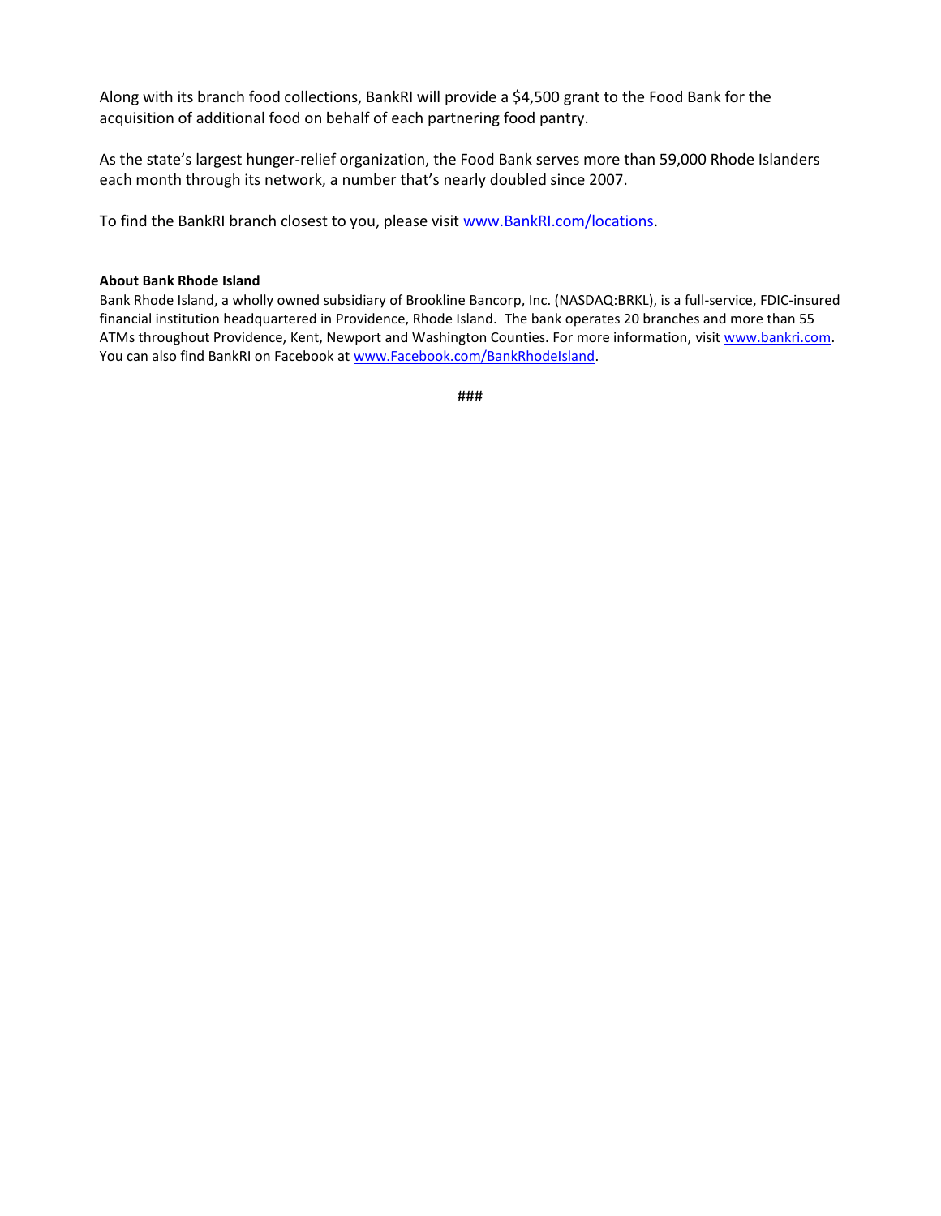Along with its branch food collections, BankRI will provide a $4,500 grant to the Food Bank for the acquisition of additional food on behalf of each partnering food pantry.

As the state's largest hunger-relief organization, the Food Bank serves more than 59,000 Rhode Islanders each month through its network, a number that's nearly doubled since 2007.

To find the BankRI branch closest to you, please visit www.BankRI.com/locations.

**About Bank Rhode Island**

Bank Rhode Island, a wholly owned subsidiary of Brookline Bancorp, Inc. (NASDAQ:BRKL), is a full-service, FDIC-insured financial institution headquartered in Providence, Rhode Island. The bank operates 20 branches and more than 55 ATMs throughout Providence, Kent, Newport and Washington Counties. For more information, visit www.bankri.com. You can also find BankRI on Facebook at www.Facebook.com/BankRhodeIsland.

###